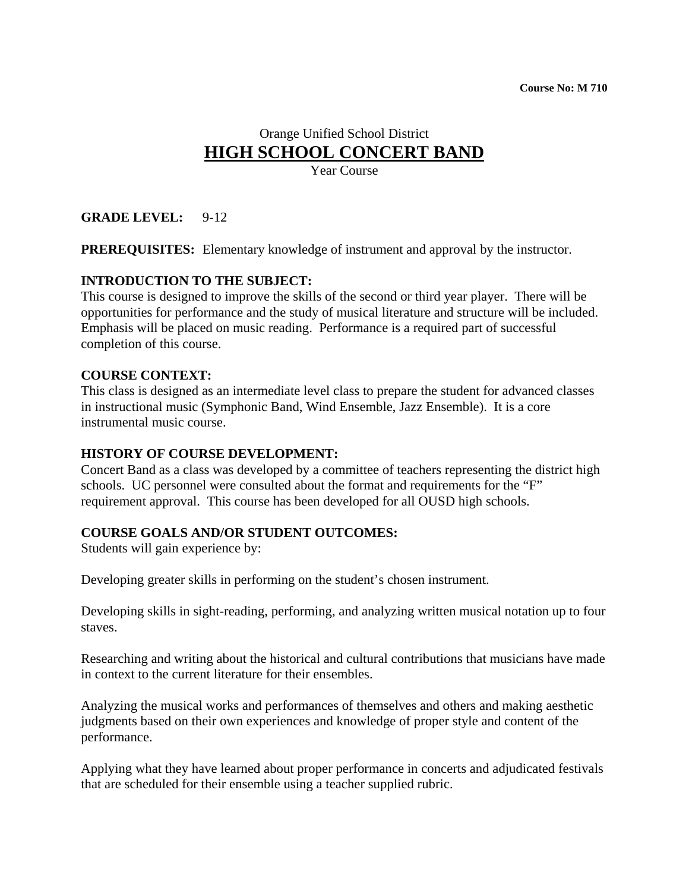**Course No: M 710**

Orange Unified School District

# HIGH SCHOOL CONCERT BAND

Year Course

**GRADE LEVEL:** 9-12

**PREREQUISITES:** Elementary knowledge of instrument and approval by the instructor.

**INTRODUCTION TO THE SUBJECT:**

This course is designed to improve the skills of the second or third year player. There will be opportunities for performance and the study of musical literature and structure will be included. Emphasis will be placed on music reading. Performance is a required part of successful completion of this course.

**COURSE CONTEXT:**

This class is designed as an intermediate level class to prepare the student for advanced classes in instructional music (Symphonic Band, Wind Ensemble, Jazz Ensemble). It is a core instrumental music course.

**HISTORY OF COURSE DEVELOPMENT:**

Concert Band as a class was developed by a committee of teachers representing the district high schools. UC personnel were consulted about the format and requirements for the "F" requirement approval. This course has been developed for all OUSD high schools.

**COURSE GOALS AND/OR STUDENT OUTCOMES:**

Students will gain experience by:

Developing greater skills in performing on the student's chosen instrument.

Developing skills in sight-reading, performing, and analyzing written musical notation up to four staves.

Researching and writing about the historical and cultural contributions that musicians have made in context to the current literature for their ensembles.

Analyzing the musical works and performances of themselves and others and making aesthetic judgments based on their own experiences and knowledge of proper style and content of the performance.

Applying what they have learned about proper performance in concerts and adjudicated festivals that are scheduled for their ensemble using a teacher supplied rubric.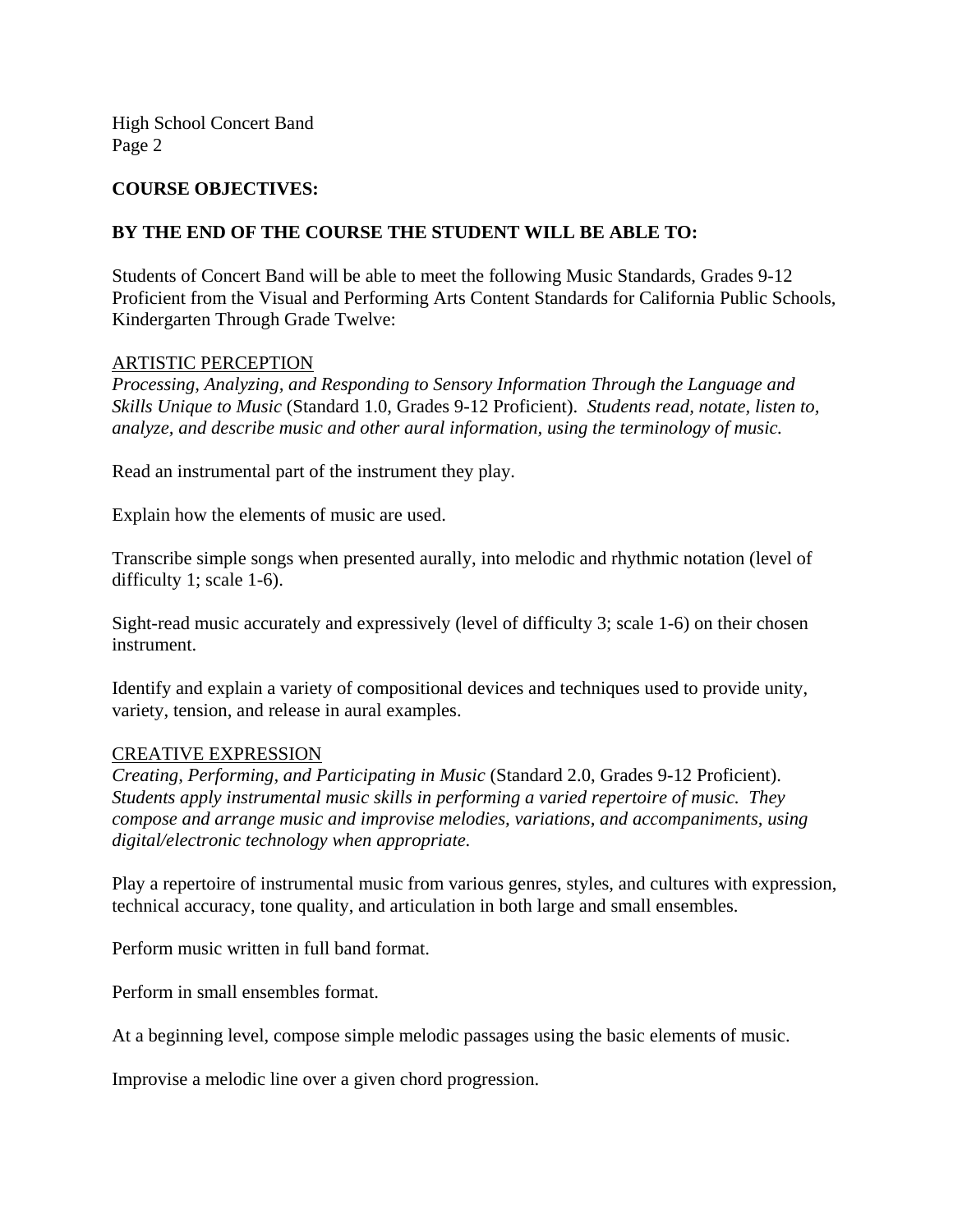**COURSE OBJECTIVES:**

**BY THE END OF THE COURSE THE STUDENT WILL BE ABLE TO:**

Students of Concert Band will be able to meet the following Music Standards, Grades 9-12 Proficient from the Visual and Performing Arts Content Standards for California Public Schools, Kindergarten Through Grade Twelve:

ARTISTIC PERCEPTION

*Processing, Analyzing, and Responding to Sensory Information Through the Language and Skills Unique to Music* (Standard 1.0, Grades 9-12 Proficient). *Students read, notate, listen to, analyze, and describe music and other aural information, using the terminology of music.*

Read an instrumental part of the instrument they play.

Explain how the elements of music are used.

Transcribe simple songs when presented aurally, into melodic and rhythmic notation (level of difficulty 1; scale 1-6).

Sight-read music accurately and expressively (level of difficulty 3; scale 1-6) on their chosen instrument.

Identify and explain a variety of compositional devices and techniques used to provide unity, variety, tension, and release in aural examples.

CREATIVE EXPRESSION

*Creating, Performing, and Participating in Music* (Standard 2.0, Grades 9-12 Proficient). *Students apply instrumental music skills in performing a varied repertoire of music. They compose and arrange music and improvise melodies, variations, and accompaniments, using digital/electronic technology when appropriate.*

Play a repertoire of instrumental music from various genres, styles, and cultures with expression, technical accuracy, tone quality, and articulation in both large and small ensembles.

Perform music written in full band format.

Perform in small ensembles format.

At a beginning level, compose simple melodic passages using the basic elements of music.

Improvise a melodic line over a given chord progression.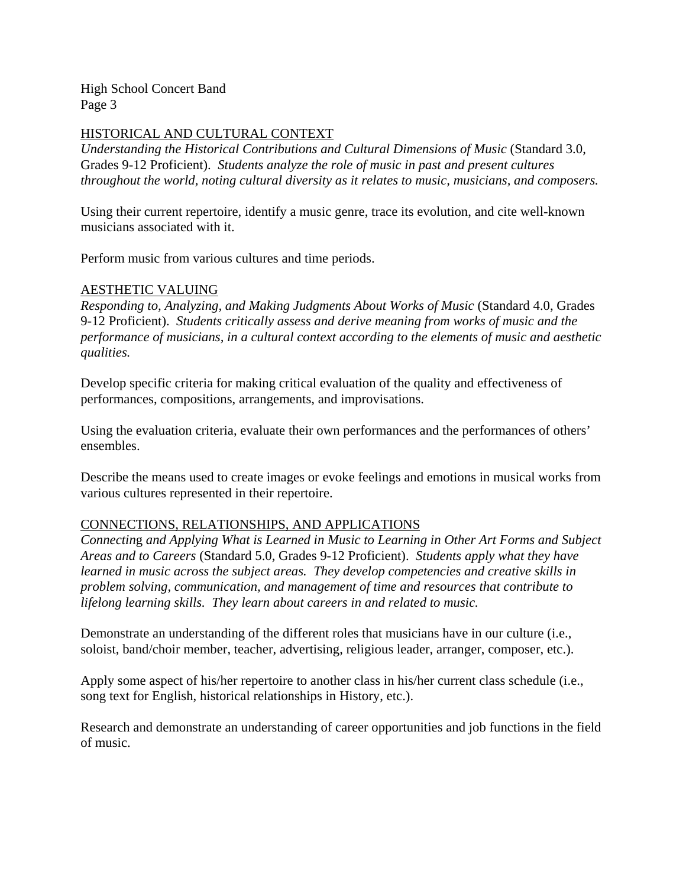## HISTORICAL AND CULTURAL CONTEXT

*Understanding the Historical Contributions and Cultural Dimensions of Music* (Standard 3.0, Grades 9-12 Proficient). *Students analyze the role of music in past and present cultures throughout the world, noting cultural diversity as it relates to music, musicians, and composers.*

Using their current repertoire, identify a music genre, trace its evolution, and cite well-known musicians associated with it.

Perform music from various cultures and time periods.

## AESTHETIC VALUING

*Responding to, Analyzing, and Making Judgments About Works of Music* (Standard 4.0, Grades 9-12 Proficient). *Students critically assess and derive meaning from works of music and the performance of musicians, in a cultural context according to the elements of music and aesthetic qualities.*

Develop specific criteria for making critical evaluation of the quality and effectiveness of performances, compositions, arrangements, and improvisations.

Using the evaluation criteria, evaluate their own performances and the performances of others' ensembles.

Describe the means used to create images or evoke feelings and emotions in musical works from various cultures represented in their repertoire.

## CONNECTIONS, RELATIONSHIPS, AND APPLICATIONS

*Connecting and Applying What is Learned in Music to Learning in Other Art Forms and Subject Areas and to Careers* (Standard 5.0, Grades 9-12 Proficient). *Students apply what they have learned in music across the subject areas. They develop competencies and creative skills in problem solving, communication, and management of time and resources that contribute to lifelong learning skills. They learn about careers in and related to music.*

Demonstrate an understanding of the different roles that musicians have in our culture (i.e., soloist, band/choir member, teacher, advertising, religious leader, arranger, composer, etc.).

Apply some aspect of his/her repertoire to another class in his/her current class schedule (i.e., song text for English, historical relationships in History, etc.).

Research and demonstrate an understanding of career opportunities and job functions in the field of music.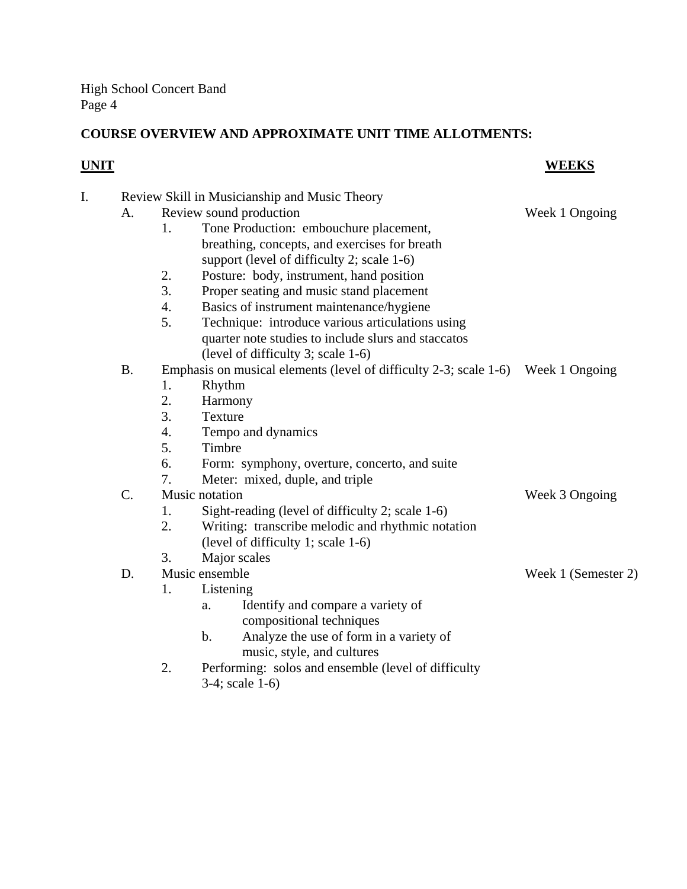## COURSE OVERVIEW AND APPROXIMATE UNIT TIME ALLOTMENTS:

| UNIT | WEEKS |
|---|---|
| I. Review Skill in Musicianship and Music Theory | |
| A. Review sound production | Week 1 Ongoing |
| 1. Tone Production: embouchure placement, breathing, concepts, and exercises for breath support (level of difficulty 2; scale 1-6) | |
| 2. Posture: body, instrument, hand position | |
| 3. Proper seating and music stand placement | |
| 4. Basics of instrument maintenance/hygiene | |
| 5. Technique: introduce various articulations using quarter note studies to include slurs and staccatos (level of difficulty 3; scale 1-6) | |
| B. Emphasis on musical elements (level of difficulty 2-3; scale 1-6) | Week 1 Ongoing |
| 1. Rhythm | |
| 2. Harmony | |
| 3. Texture | |
| 4. Tempo and dynamics | |
| 5. Timbre | |
| 6. Form: symphony, overture, concerto, and suite | |
| 7. Meter: mixed, duple, and triple | |
| C. Music notation | Week 3 Ongoing |
| 1. Sight-reading (level of difficulty 2; scale 1-6) | |
| 2. Writing: transcribe melodic and rhythmic notation (level of difficulty 1; scale 1-6) | |
| 3. Major scales | |
| D. Music ensemble | Week 1 (Semester 2) |
| 1. Listening | |
| a. Identify and compare a variety of compositional techniques | |
| b. Analyze the use of form in a variety of music, style, and cultures | |
| 2. Performing: solos and ensemble (level of difficulty 3-4; scale 1-6) | |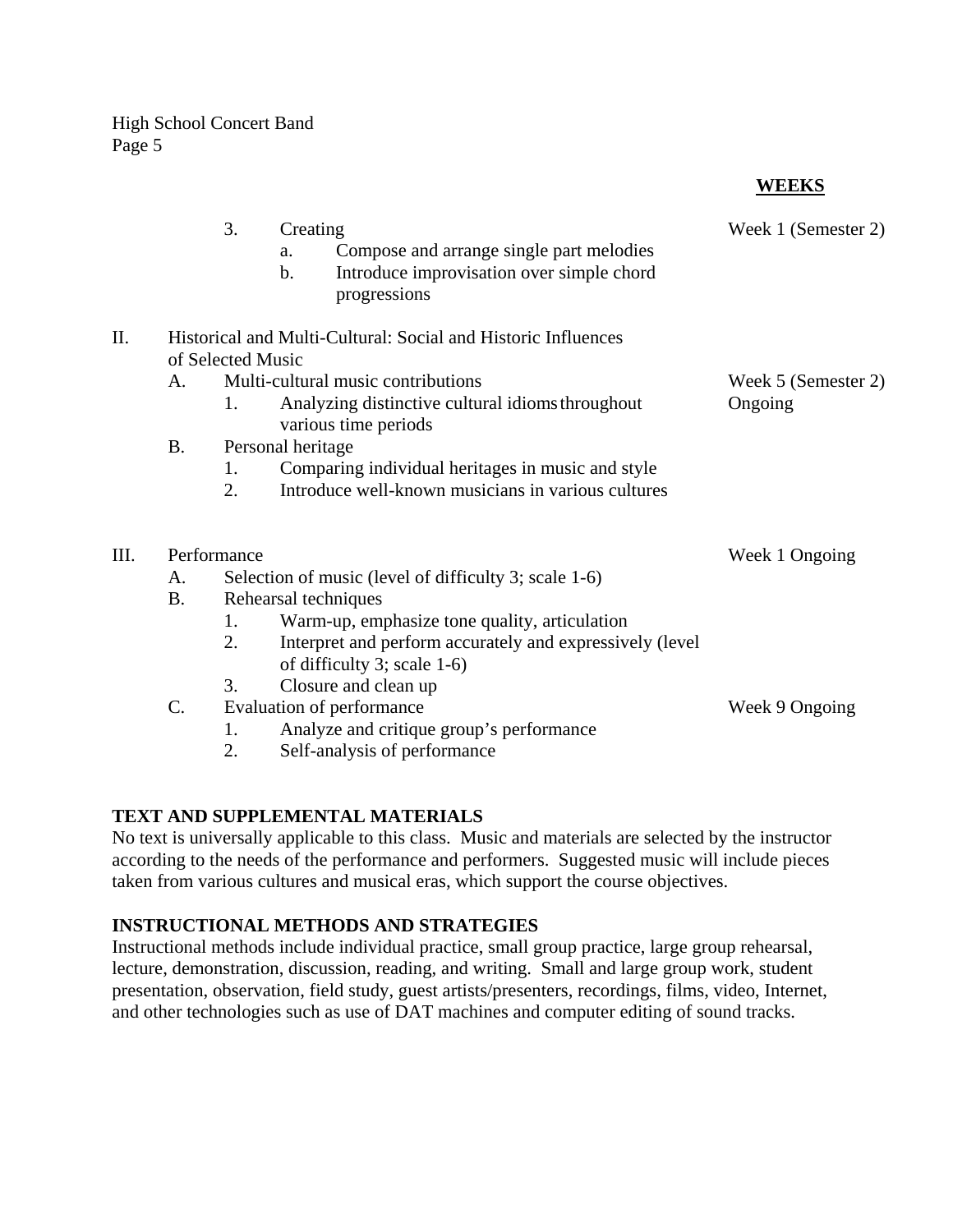| | WEEKS |
|---|---|
| 3. Creating | Week 1 (Semester 2) |
| a. Compose and arrange single part melodies | |
| b. Introduce improvisation over simple chord progressions | |
| II. Historical and Multi-Cultural: Social and Historic Influences of Selected Music | |
| A. Multi-cultural music contributions | Week 5 (Semester 2) |
| 1. Analyzing distinctive cultural idioms throughout various time periods | Ongoing |
| B. Personal heritage | |
| 1. Comparing individual heritages in music and style | |
| 2. Introduce well-known musicians in various cultures | |
| III. Performance | Week 1 Ongoing |
| A. Selection of music (level of difficulty 3; scale 1-6) | |
| B. Rehearsal techniques | |
| 1. Warm-up, emphasize tone quality, articulation | |
| 2. Interpret and perform accurately and expressively (level of difficulty 3; scale 1-6) | |
| 3. Closure and clean up | |
| C. Evaluation of performance | Week 9 Ongoing |
| 1. Analyze and critique group's performance | |
| 2. Self-analysis of performance | |

**TEXT AND SUPPLEMENTAL MATERIALS**

No text is universally applicable to this class. Music and materials are selected by the instructor according to the needs of the performance and performers. Suggested music will include pieces taken from various cultures and musical eras, which support the course objectives.

**INSTRUCTIONAL METHODS AND STRATEGIES**

Instructional methods include individual practice, small group practice, large group rehearsal, lecture, demonstration, discussion, reading, and writing. Small and large group work, student presentation, observation, field study, guest artists/presenters, recordings, films, video, Internet, and other technologies such as use of DAT machines and computer editing of sound tracks.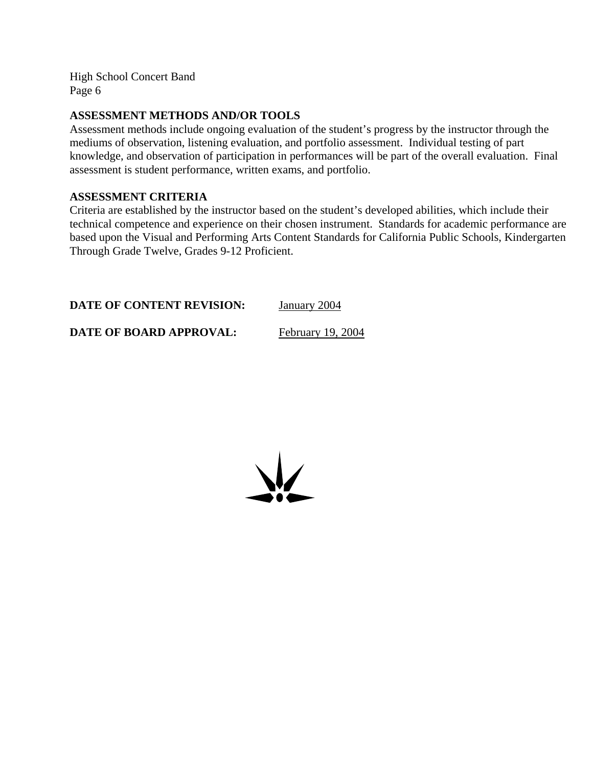## ASSESSMENT METHODS AND/OR TOOLS

Assessment methods include ongoing evaluation of the student's progress by the instructor through the mediums of observation, listening evaluation, and portfolio assessment. Individual testing of part knowledge, and observation of participation in performances will be part of the overall evaluation. Final assessment is student performance, written exams, and portfolio.

## ASSESSMENT CRITERIA

Criteria are established by the instructor based on the student's developed abilities, which include their technical competence and experience on their chosen instrument. Standards for academic performance are based upon the Visual and Performing Arts Content Standards for California Public Schools, Kindergarten Through Grade Twelve, Grades 9-12 Proficient.

**DATE OF CONTENT REVISION:** January 2004

**DATE OF BOARD APPROVAL:** February 19, 2004